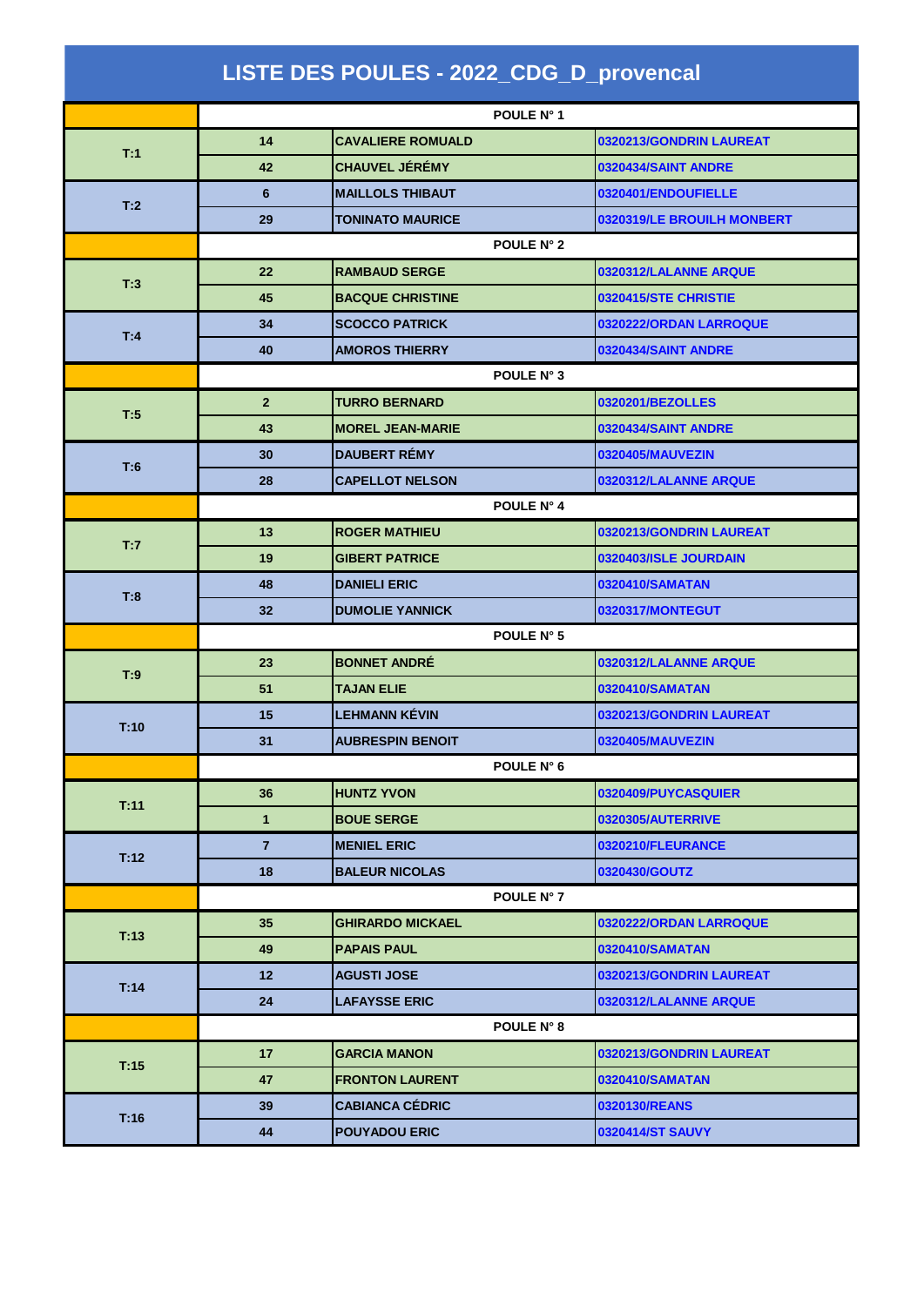# LISTE DES POULES - 2022_CDG_D_provencal

| | | | |
|---|---|---|---|
| | POULE N° 1 | | |
| T:1 | 14 | CAVALIERE ROMUALD | 0320213/GONDRIN LAUREAT |
| | 42 | CHAUVEL JÉRÉMY | 0320434/SAINT ANDRE |
| T:2 | 6 | MAILLOLS THIBAUT | 0320401/ENDOUFIELLE |
| | 29 | TONINATO MAURICE | 0320319/LE BROUILH MONBERT |
| | POULE N° 2 | | |
| T:3 | 22 | RAMBAUD SERGE | 0320312/LALANNE ARQUE |
| | 45 | BACQUE CHRISTINE | 0320415/STE CHRISTIE |
| T:4 | 34 | SCOCCO PATRICK | 0320222/ORDAN LARROQUE |
| | 40 | AMOROS THIERRY | 0320434/SAINT ANDRE |
| | POULE N° 3 | | |
| T:5 | 2 | TURRO BERNARD | 0320201/BEZOLLES |
| | 43 | MOREL JEAN-MARIE | 0320434/SAINT ANDRE |
| T:6 | 30 | DAUBERT RÉMY | 0320405/MAUVEZIN |
| | 28 | CAPELLOT NELSON | 0320312/LALANNE ARQUE |
| | POULE N° 4 | | |
| T:7 | 13 | ROGER MATHIEU | 0320213/GONDRIN LAUREAT |
| | 19 | GIBERT PATRICE | 0320403/ISLE JOURDAIN |
| T:8 | 48 | DANIELI ERIC | 0320410/SAMATAN |
| | 32 | DUMOLIE YANNICK | 0320317/MONTEGUT |
| | POULE N° 5 | | |
| T:9 | 23 | BONNET ANDRÉ | 0320312/LALANNE ARQUE |
| | 51 | TAJAN ELIE | 0320410/SAMATAN |
| T:10 | 15 | LEHMANN KÉVIN | 0320213/GONDRIN LAUREAT |
| | 31 | AUBRESPIN BENOIT | 0320405/MAUVEZIN |
| | POULE N° 6 | | |
| T:11 | 36 | HUNTZ YVON | 0320409/PUYCASQUIER |
| | 1 | BOUE SERGE | 0320305/AUTERRIVE |
| T:12 | 7 | MENIEL ERIC | 0320210/FLEURANCE |
| | 18 | BALEUR NICOLAS | 0320430/GOUTZ |
| | POULE N° 7 | | |
| T:13 | 35 | GHIRARDO MICKAEL | 0320222/ORDAN LARROQUE |
| | 49 | PAPAIS PAUL | 0320410/SAMATAN |
| T:14 | 12 | AGUSTI JOSE | 0320213/GONDRIN LAUREAT |
| | 24 | LAFAYSSE ERIC | 0320312/LALANNE ARQUE |
| | POULE N° 8 | | |
| T:15 | 17 | GARCIA MANON | 0320213/GONDRIN LAUREAT |
| | 47 | FRONTON LAURENT | 0320410/SAMATAN |
| T:16 | 39 | CABIANCA CÉDRIC | 0320130/REANS |
| | 44 | POUYADOU ERIC | 0320414/ST SAUVY |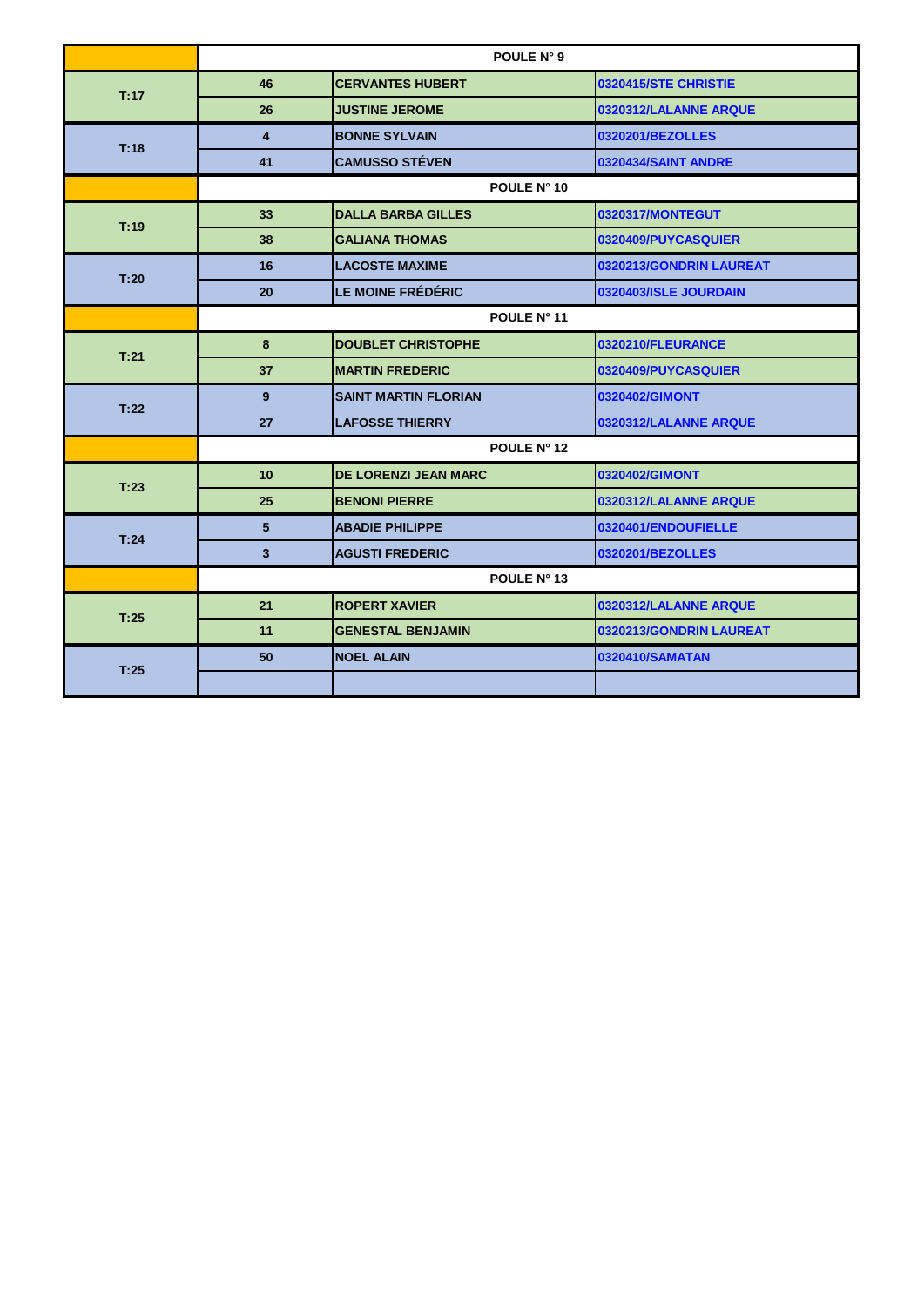| | | | |
|---|---|---|---|
| | POULE N° 9 | | |
| T:17 | 46 | CERVANTES HUBERT | 0320415/STE CHRISTIE |
| | 26 | JUSTINE JEROME | 0320312/LALANNE ARQUE |
| T:18 | 4 | BONNE SYLVAIN | 0320201/BEZOLLES |
| | 41 | CAMUSSO STÉVEN | 0320434/SAINT ANDRE |
| | POULE N° 10 | | |
| T:19 | 33 | DALLA BARBA GILLES | 0320317/MONTEGUT |
| | 38 | GALIANA THOMAS | 0320409/PUYCASQUIER |
| T:20 | 16 | LACOSTE MAXIME | 0320213/GONDRIN LAUREAT |
| | 20 | LE MOINE FRÉDÉRIC | 0320403/ISLE JOURDAIN |
| | POULE N° 11 | | |
| T:21 | 8 | DOUBLET CHRISTOPHE | 0320210/FLEURANCE |
| | 37 | MARTIN FREDERIC | 0320409/PUYCASQUIER |
| T:22 | 9 | SAINT MARTIN FLORIAN | 0320402/GIMONT |
| | 27 | LAFOSSE THIERRY | 0320312/LALANNE ARQUE |
| | POULE N° 12 | | |
| T:23 | 10 | DE LORENZI JEAN MARC | 0320402/GIMONT |
| | 25 | BENONI PIERRE | 0320312/LALANNE ARQUE |
| T:24 | 5 | ABADIE PHILIPPE | 0320401/ENDOUFIELLE |
| | 3 | AGUSTI FREDERIC | 0320201/BEZOLLES |
| | POULE N° 13 | | |
| T:25 | 21 | ROPERT XAVIER | 0320312/LALANNE ARQUE |
| | 11 | GENESTAL BENJAMIN | 0320213/GONDRIN LAUREAT |
| T:25 | 50 | NOEL ALAIN | 0320410/SAMATAN |
| | | | |